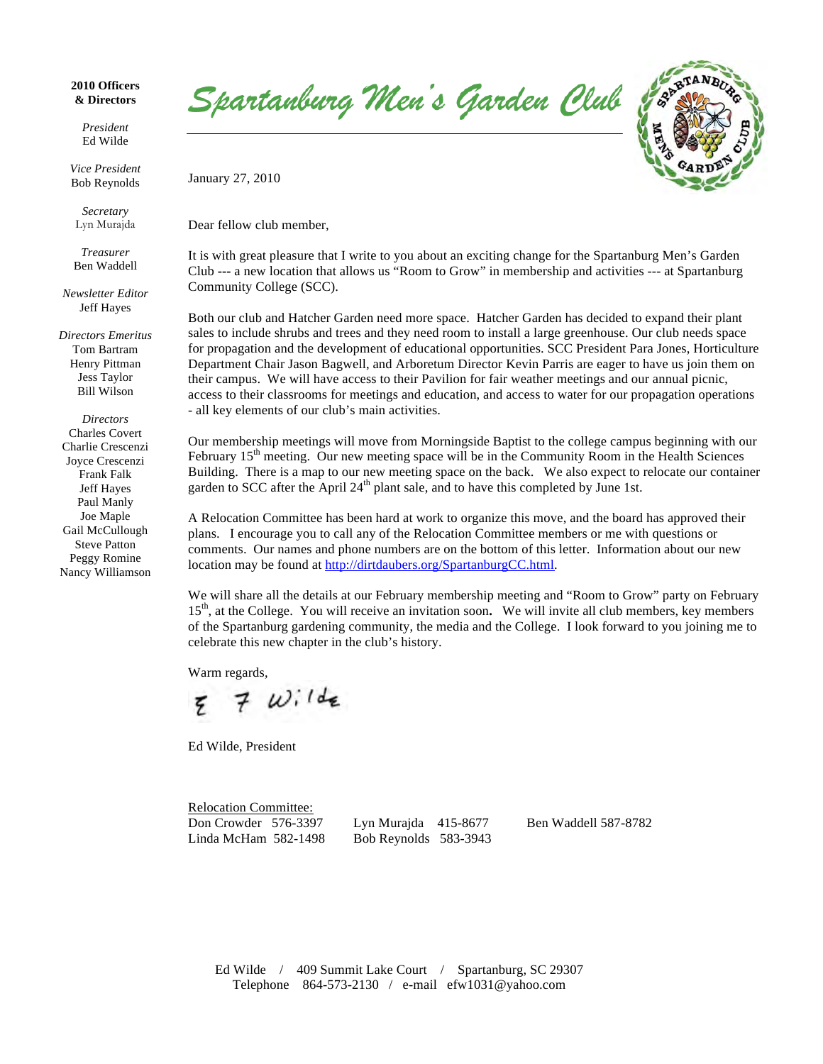# Spartanburg Men's Garden Club

**2010 Officers & Directors**

*President*
Ed Wilde

*Vice President*
Bob Reynolds

*Secretary*
Lyn Murajda

*Treasurer*
Ben Waddell

*Newsletter Editor*
Jeff Hayes

*Directors Emeritus*
Tom Bartram
Henry Pittman
Jess Taylor
Bill Wilson

*Directors*
Charles Covert
Charlie Crescenzi
Joyce Crescenzi
Frank Falk
Jeff Hayes
Paul Manly
Joe Maple
Gail McCullough
Steve Patton
Peggy Romine
Nancy Williamson

January 27, 2010

Dear fellow club member,

It is with great pleasure that I write to you about an exciting change for the Spartanburg Men's Garden Club --- a new location that allows us "Room to Grow" in membership and activities --- at Spartanburg Community College (SCC).

Both our club and Hatcher Garden need more space. Hatcher Garden has decided to expand their plant sales to include shrubs and trees and they need room to install a large greenhouse. Our club needs space for propagation and the development of educational opportunities. SCC President Para Jones, Horticulture Department Chair Jason Bagwell, and Arboretum Director Kevin Parris are eager to have us join them on their campus. We will have access to their Pavilion for fair weather meetings and our annual picnic, access to their classrooms for meetings and education, and access to water for our propagation operations - all key elements of our club's main activities.

Our membership meetings will move from Morningside Baptist to the college campus beginning with our February 15th meeting. Our new meeting space will be in the Community Room in the Health Sciences Building. There is a map to our new meeting space on the back. We also expect to relocate our container garden to SCC after the April 24th plant sale, and to have this completed by June 1st.

A Relocation Committee has been hard at work to organize this move, and the board has approved their plans. I encourage you to call any of the Relocation Committee members or me with questions or comments. Our names and phone numbers are on the bottom of this letter. Information about our new location may be found at http://dirtdaubers.org/SpartanburgCC.html.

We will share all the details at our February membership meeting and "Room to Grow" party on February 15th, at the College. You will receive an invitation soon. We will invite all club members, key members of the Spartanburg gardening community, the media and the College. I look forward to you joining me to celebrate this new chapter in the club's history.

Warm regards,

E F Wilde

Ed Wilde, President

Relocation Committee:

Don Crowder 576-3397
Linda McHam 582-1498
Lyn Murajda 415-8677
Bob Reynolds 583-3943
Ben Waddell 587-8782

Ed Wilde / 409 Summit Lake Court / Spartanburg, SC 29307
Telephone 864-573-2130 / e-mail efw1031@yahoo.com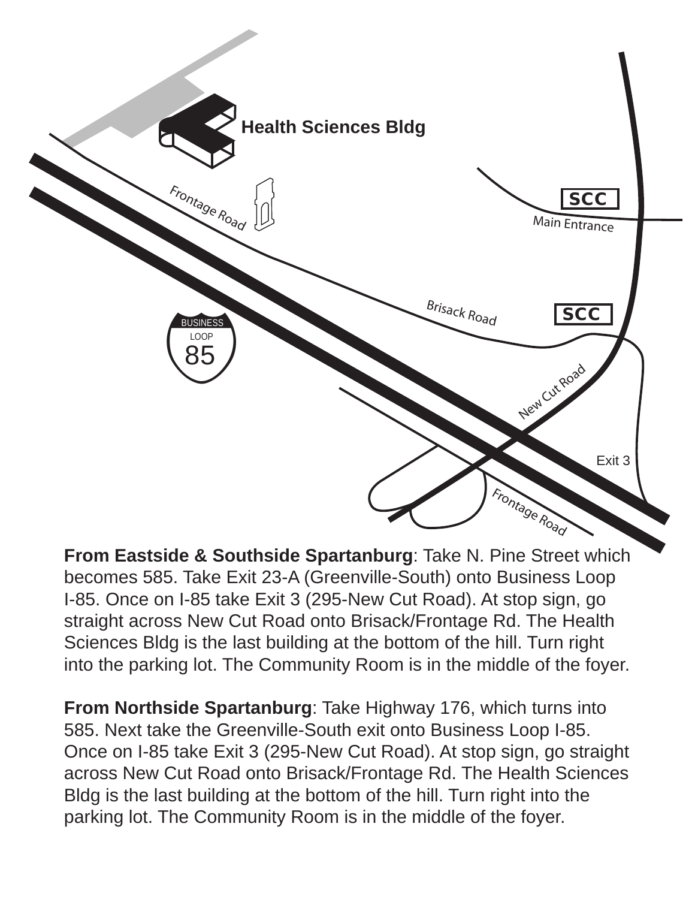Health Sciences Bldg

Frontage Road

SCC

Main Entrance

Brisack Road

SCC

BUSINESS
LOOP
85

New Cut Road

Exit 3

Frontage Road

**From Eastside & Southside Spartanburg**: Take N. Pine Street which becomes 585. Take Exit 23-A (Greenville-South) onto Business Loop I-85. Once on I-85 take Exit 3 (295-New Cut Road). At stop sign, go straight across New Cut Road onto Brisack/Frontage Rd. The Health Sciences Bldg is the last building at the bottom of the hill. Turn right into the parking lot. The Community Room is in the middle of the foyer.

**From Northside Spartanburg**: Take Highway 176, which turns into 585. Next take the Greenville-South exit onto Business Loop I-85. Once on I-85 take Exit 3 (295-New Cut Road). At stop sign, go straight across New Cut Road onto Brisack/Frontage Rd. The Health Sciences Bldg is the last building at the bottom of the hill. Turn right into the parking lot. The Community Room is in the middle of the foyer.